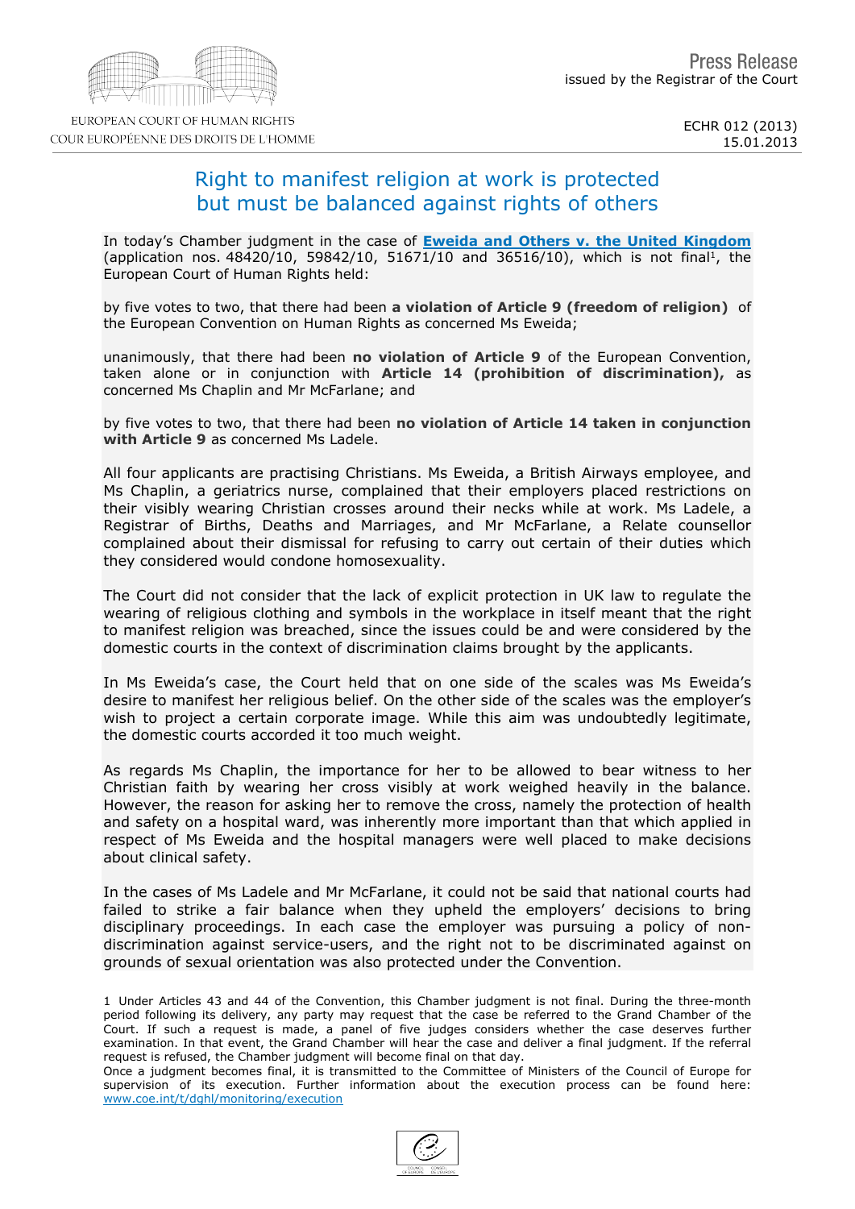EUROPEAN COURT OF HUMAN RIGHTS
COUR EUROPÉENNE DES DROITS DE L'HOMME

Press Release
issued by the Registrar of the Court

ECHR 012 (2013)
15.01.2013

# Right to manifest religion at work is protected but must be balanced against rights of others

In today's Chamber judgment in the case of **Eweida and Others v. the United Kingdom** (application nos. 48420/10, 59842/10, 51671/10 and 36516/10), which is not final[1], the European Court of Human Rights held:

by five votes to two, that there had been **a violation of Article 9 (freedom of religion)** of the European Convention on Human Rights as concerned Ms Eweida;

unanimously, that there had been **no violation of Article 9** of the European Convention, taken alone or in conjunction with **Article 14 (prohibition of discrimination),** as concerned Ms Chaplin and Mr McFarlane; and

by five votes to two, that there had been **no violation of Article 14 taken in conjunction with Article 9** as concerned Ms Ladele.

All four applicants are practising Christians. Ms Eweida, a British Airways employee, and Ms Chaplin, a geriatrics nurse, complained that their employers placed restrictions on their visibly wearing Christian crosses around their necks while at work. Ms Ladele, a Registrar of Births, Deaths and Marriages, and Mr McFarlane, a Relate counsellor complained about their dismissal for refusing to carry out certain of their duties which they considered would condone homosexuality.

The Court did not consider that the lack of explicit protection in UK law to regulate the wearing of religious clothing and symbols in the workplace in itself meant that the right to manifest religion was breached, since the issues could be and were considered by the domestic courts in the context of discrimination claims brought by the applicants.

In Ms Eweida's case, the Court held that on one side of the scales was Ms Eweida's desire to manifest her religious belief. On the other side of the scales was the employer's wish to project a certain corporate image. While this aim was undoubtedly legitimate, the domestic courts accorded it too much weight.

As regards Ms Chaplin, the importance for her to be allowed to bear witness to her Christian faith by wearing her cross visibly at work weighed heavily in the balance. However, the reason for asking her to remove the cross, namely the protection of health and safety on a hospital ward, was inherently more important than that which applied in respect of Ms Eweida and the hospital managers were well placed to make decisions about clinical safety.

In the cases of Ms Ladele and Mr McFarlane, it could not be said that national courts had failed to strike a fair balance when they upheld the employers' decisions to bring disciplinary proceedings. In each case the employer was pursuing a policy of non-discrimination against service-users, and the right not to be discriminated against on grounds of sexual orientation was also protected under the Convention.

1 Under Articles 43 and 44 of the Convention, this Chamber judgment is not final. During the three-month period following its delivery, any party may request that the case be referred to the Grand Chamber of the Court. If such a request is made, a panel of five judges considers whether the case deserves further examination. In that event, the Grand Chamber will hear the case and deliver a final judgment. If the referral request is refused, the Chamber judgment will become final on that day.
Once a judgment becomes final, it is transmitted to the Committee of Ministers of the Council of Europe for supervision of its execution. Further information about the execution process can be found here: www.coe.int/t/dghl/monitoring/execution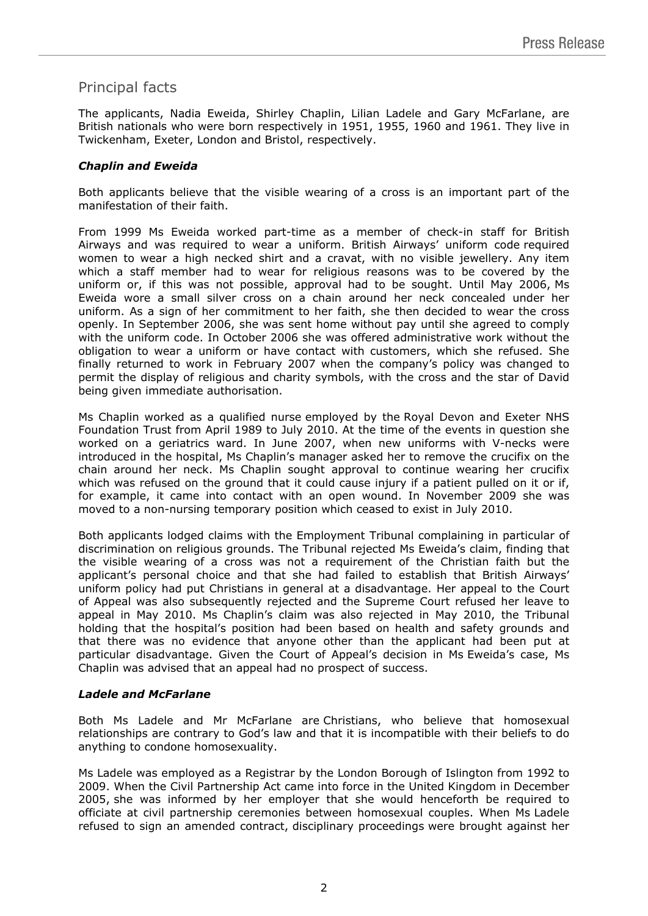## Principal facts

The applicants, Nadia Eweida, Shirley Chaplin, Lilian Ladele and Gary McFarlane, are British nationals who were born respectively in 1951, 1955, 1960 and 1961. They live in Twickenham, Exeter, London and Bristol, respectively.

### *Chaplin and Eweida*

Both applicants believe that the visible wearing of a cross is an important part of the manifestation of their faith.

From 1999 Ms Eweida worked part-time as a member of check-in staff for British Airways and was required to wear a uniform. British Airways' uniform code required women to wear a high necked shirt and a cravat, with no visible jewellery. Any item which a staff member had to wear for religious reasons was to be covered by the uniform or, if this was not possible, approval had to be sought. Until May 2006, Ms Eweida wore a small silver cross on a chain around her neck concealed under her uniform. As a sign of her commitment to her faith, she then decided to wear the cross openly. In September 2006, she was sent home without pay until she agreed to comply with the uniform code. In October 2006 she was offered administrative work without the obligation to wear a uniform or have contact with customers, which she refused. She finally returned to work in February 2007 when the company's policy was changed to permit the display of religious and charity symbols, with the cross and the star of David being given immediate authorisation.

Ms Chaplin worked as a qualified nurse employed by the Royal Devon and Exeter NHS Foundation Trust from April 1989 to July 2010. At the time of the events in question she worked on a geriatrics ward. In June 2007, when new uniforms with V-necks were introduced in the hospital, Ms Chaplin's manager asked her to remove the crucifix on the chain around her neck. Ms Chaplin sought approval to continue wearing her crucifix which was refused on the ground that it could cause injury if a patient pulled on it or if, for example, it came into contact with an open wound. In November 2009 she was moved to a non-nursing temporary position which ceased to exist in July 2010.

Both applicants lodged claims with the Employment Tribunal complaining in particular of discrimination on religious grounds. The Tribunal rejected Ms Eweida's claim, finding that the visible wearing of a cross was not a requirement of the Christian faith but the applicant's personal choice and that she had failed to establish that British Airways' uniform policy had put Christians in general at a disadvantage. Her appeal to the Court of Appeal was also subsequently rejected and the Supreme Court refused her leave to appeal in May 2010. Ms Chaplin's claim was also rejected in May 2010, the Tribunal holding that the hospital's position had been based on health and safety grounds and that there was no evidence that anyone other than the applicant had been put at particular disadvantage. Given the Court of Appeal's decision in Ms Eweida's case, Ms Chaplin was advised that an appeal had no prospect of success.

### *Ladele and McFarlane*

Both Ms Ladele and Mr McFarlane are Christians, who believe that homosexual relationships are contrary to God's law and that it is incompatible with their beliefs to do anything to condone homosexuality.

Ms Ladele was employed as a Registrar by the London Borough of Islington from 1992 to 2009. When the Civil Partnership Act came into force in the United Kingdom in December 2005, she was informed by her employer that she would henceforth be required to officiate at civil partnership ceremonies between homosexual couples. When Ms Ladele refused to sign an amended contract, disciplinary proceedings were brought against her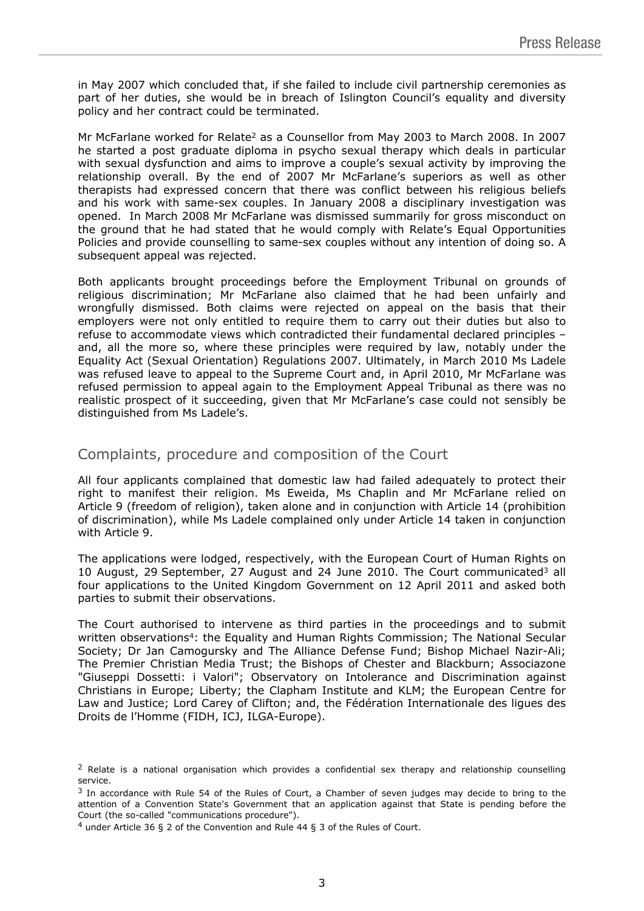in May 2007 which concluded that, if she failed to include civil partnership ceremonies as part of her duties, she would be in breach of Islington Council's equality and diversity policy and her contract could be terminated.

Mr McFarlane worked for Relate[2] as a Counsellor from May 2003 to March 2008. In 2007 he started a post graduate diploma in psycho sexual therapy which deals in particular with sexual dysfunction and aims to improve a couple's sexual activity by improving the relationship overall. By the end of 2007 Mr McFarlane's superiors as well as other therapists had expressed concern that there was conflict between his religious beliefs and his work with same-sex couples. In January 2008 a disciplinary investigation was opened. In March 2008 Mr McFarlane was dismissed summarily for gross misconduct on the ground that he had stated that he would comply with Relate's Equal Opportunities Policies and provide counselling to same-sex couples without any intention of doing so. A subsequent appeal was rejected.

Both applicants brought proceedings before the Employment Tribunal on grounds of religious discrimination; Mr McFarlane also claimed that he had been unfairly and wrongfully dismissed. Both claims were rejected on appeal on the basis that their employers were not only entitled to require them to carry out their duties but also to refuse to accommodate views which contradicted their fundamental declared principles – and, all the more so, where these principles were required by law, notably under the Equality Act (Sexual Orientation) Regulations 2007. Ultimately, in March 2010 Ms Ladele was refused leave to appeal to the Supreme Court and, in April 2010, Mr McFarlane was refused permission to appeal again to the Employment Appeal Tribunal as there was no realistic prospect of it succeeding, given that Mr McFarlane's case could not sensibly be distinguished from Ms Ladele's.

## Complaints, procedure and composition of the Court

All four applicants complained that domestic law had failed adequately to protect their right to manifest their religion. Ms Eweida, Ms Chaplin and Mr McFarlane relied on Article 9 (freedom of religion), taken alone and in conjunction with Article 14 (prohibition of discrimination), while Ms Ladele complained only under Article 14 taken in conjunction with Article 9.

The applications were lodged, respectively, with the European Court of Human Rights on 10 August, 29 September, 27 August and 24 June 2010. The Court communicated[3] all four applications to the United Kingdom Government on 12 April 2011 and asked both parties to submit their observations.

The Court authorised to intervene as third parties in the proceedings and to submit written observations[4]: the Equality and Human Rights Commission; The National Secular Society; Dr Jan Camogursky and The Alliance Defense Fund; Bishop Michael Nazir-Ali; The Premier Christian Media Trust; the Bishops of Chester and Blackburn; Associazone "Giuseppi Dossetti: i Valori"; Observatory on Intolerance and Discrimination against Christians in Europe; Liberty; the Clapham Institute and KLM; the European Centre for Law and Justice; Lord Carey of Clifton; and, the Fédération Internationale des ligues des Droits de l'Homme (FIDH, ICJ, ILGA-Europe).

[2] Relate is a national organisation which provides a confidential sex therapy and relationship counselling service.

[3] In accordance with Rule 54 of the Rules of Court, a Chamber of seven judges may decide to bring to the attention of a Convention State's Government that an application against that State is pending before the Court (the so-called "communications procedure").

[4] under Article 36 § 2 of the Convention and Rule 44 § 3 of the Rules of Court.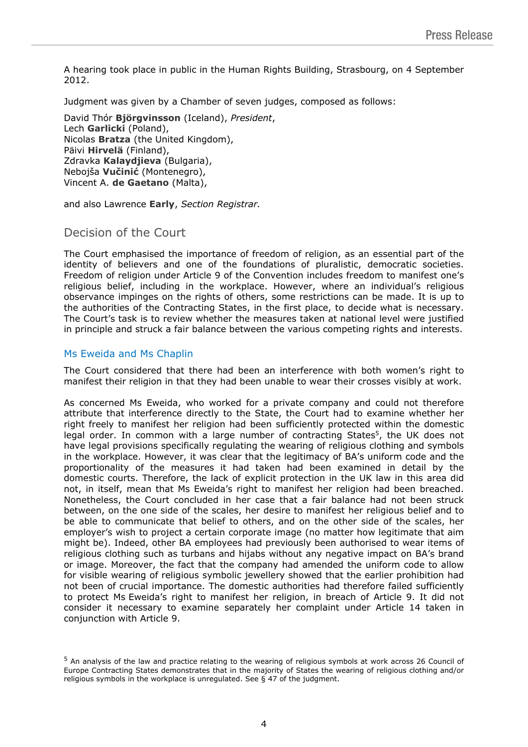A hearing took place in public in the Human Rights Building, Strasbourg, on 4 September 2012.

Judgment was given by a Chamber of seven judges, composed as follows:

David Thór **Björgvinsson** (Iceland), *President*,
Lech **Garlicki** (Poland),
Nicolas **Bratza** (the United Kingdom),
Päivi **Hirvelä** (Finland),
Zdravka **Kalaydjieva** (Bulgaria),
Nebojša **Vučinić** (Montenegro),
Vincent A. **de Gaetano** (Malta),

and also Lawrence **Early**, *Section Registrar.*

## Decision of the Court

The Court emphasised the importance of freedom of religion, as an essential part of the identity of believers and one of the foundations of pluralistic, democratic societies. Freedom of religion under Article 9 of the Convention includes freedom to manifest one's religious belief, including in the workplace. However, where an individual's religious observance impinges on the rights of others, some restrictions can be made. It is up to the authorities of the Contracting States, in the first place, to decide what is necessary. The Court's task is to review whether the measures taken at national level were justified in principle and struck a fair balance between the various competing rights and interests.

### Ms Eweida and Ms Chaplin

The Court considered that there had been an interference with both women's right to manifest their religion in that they had been unable to wear their crosses visibly at work.

As concerned Ms Eweida, who worked for a private company and could not therefore attribute that interference directly to the State, the Court had to examine whether her right freely to manifest her religion had been sufficiently protected within the domestic legal order. In common with a large number of contracting States[5], the UK does not have legal provisions specifically regulating the wearing of religious clothing and symbols in the workplace. However, it was clear that the legitimacy of BA's uniform code and the proportionality of the measures it had taken had been examined in detail by the domestic courts. Therefore, the lack of explicit protection in the UK law in this area did not, in itself, mean that Ms Eweida's right to manifest her religion had been breached. Nonetheless, the Court concluded in her case that a fair balance had not been struck between, on the one side of the scales, her desire to manifest her religious belief and to be able to communicate that belief to others, and on the other side of the scales, her employer's wish to project a certain corporate image (no matter how legitimate that aim might be). Indeed, other BA employees had previously been authorised to wear items of religious clothing such as turbans and hijabs without any negative impact on BA's brand or image. Moreover, the fact that the company had amended the uniform code to allow for visible wearing of religious symbolic jewellery showed that the earlier prohibition had not been of crucial importance. The domestic authorities had therefore failed sufficiently to protect Ms Eweida's right to manifest her religion, in breach of Article 9. It did not consider it necessary to examine separately her complaint under Article 14 taken in conjunction with Article 9.

[5] An analysis of the law and practice relating to the wearing of religious symbols at work across 26 Council of Europe Contracting States demonstrates that in the majority of States the wearing of religious clothing and/or religious symbols in the workplace is unregulated. See § 47 of the judgment.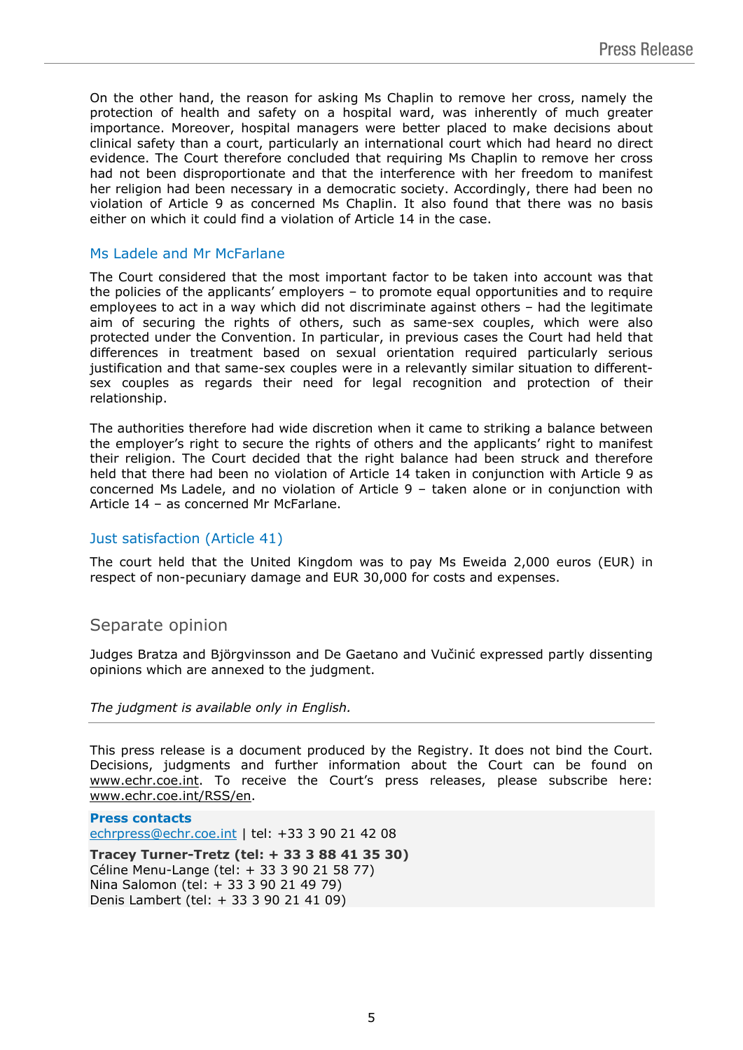On the other hand, the reason for asking Ms Chaplin to remove her cross, namely the protection of health and safety on a hospital ward, was inherently of much greater importance. Moreover, hospital managers were better placed to make decisions about clinical safety than a court, particularly an international court which had heard no direct evidence. The Court therefore concluded that requiring Ms Chaplin to remove her cross had not been disproportionate and that the interference with her freedom to manifest her religion had been necessary in a democratic society. Accordingly, there had been no violation of Article 9 as concerned Ms Chaplin. It also found that there was no basis either on which it could find a violation of Article 14 in the case.

### Ms Ladele and Mr McFarlane

The Court considered that the most important factor to be taken into account was that the policies of the applicants' employers – to promote equal opportunities and to require employees to act in a way which did not discriminate against others – had the legitimate aim of securing the rights of others, such as same-sex couples, which were also protected under the Convention. In particular, in previous cases the Court had held that differences in treatment based on sexual orientation required particularly serious justification and that same-sex couples were in a relevantly similar situation to different-sex couples as regards their need for legal recognition and protection of their relationship.

The authorities therefore had wide discretion when it came to striking a balance between the employer's right to secure the rights of others and the applicants' right to manifest their religion. The Court decided that the right balance had been struck and therefore held that there had been no violation of Article 14 taken in conjunction with Article 9 as concerned Ms Ladele, and no violation of Article 9 – taken alone or in conjunction with Article 14 – as concerned Mr McFarlane.

### Just satisfaction (Article 41)

The court held that the United Kingdom was to pay Ms Eweida 2,000 euros (EUR) in respect of non-pecuniary damage and EUR 30,000 for costs and expenses.

## Separate opinion

Judges Bratza and Björgvinsson and De Gaetano and Vučinić expressed partly dissenting opinions which are annexed to the judgment.

*The judgment is available only in English.*

---

This press release is a document produced by the Registry. It does not bind the Court. Decisions, judgments and further information about the Court can be found on www.echr.coe.int. To receive the Court's press releases, please subscribe here: www.echr.coe.int/RSS/en.

**Press contacts**
echrpress@echr.coe.int | tel: +33 3 90 21 42 08

**Tracey Turner-Tretz (tel: + 33 3 88 41 35 30)**
Céline Menu-Lange (tel: + 33 3 90 21 58 77)
Nina Salomon (tel: + 33 3 90 21 49 79)
Denis Lambert (tel: + 33 3 90 21 41 09)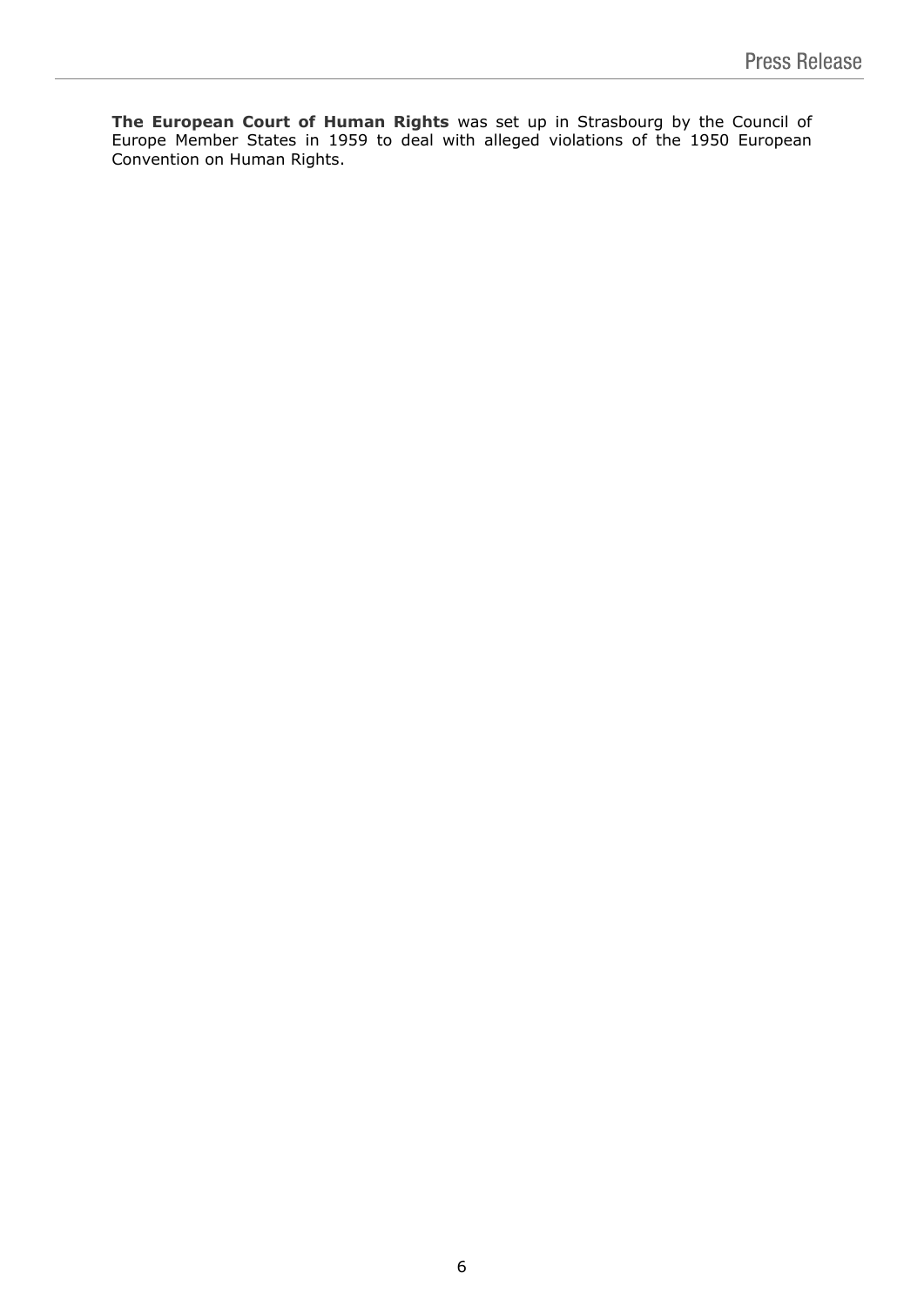**The European Court of Human Rights** was set up in Strasbourg by the Council of Europe Member States in 1959 to deal with alleged violations of the 1950 European Convention on Human Rights.